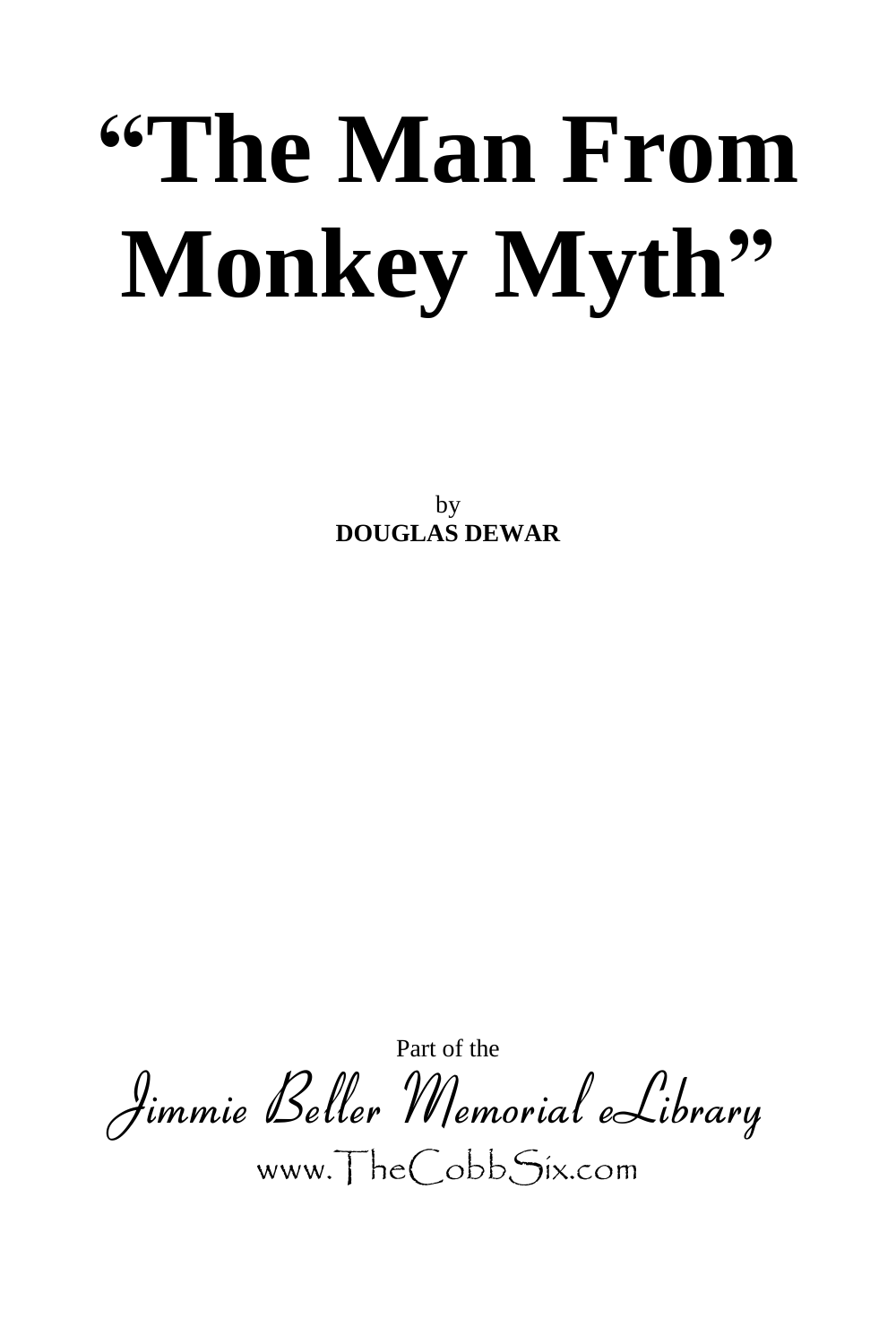# "The Man From Monkey Myth"

by
**DOUGLAS DEWAR**

Part of the
*Jimmie Beller Memorial eLibrary*
www.TheCobbSix.com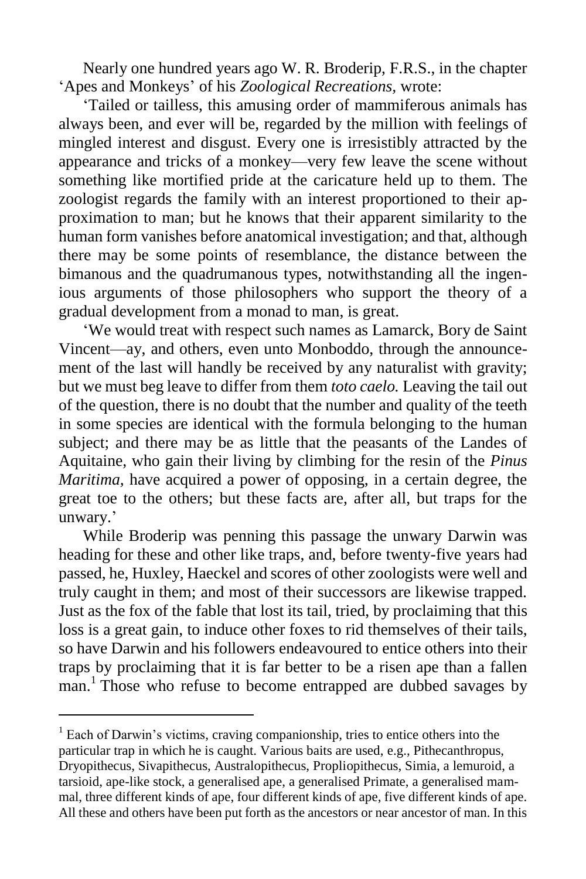Nearly one hundred years ago W. R. Broderip, F.R.S., in the chapter 'Apes and Monkeys' of his *Zoological Recreations*, wrote:

'Tailed or tailless, this amusing order of mammiferous animals has always been, and ever will be, regarded by the million with feelings of mingled interest and disgust. Every one is irresistibly attracted by the appearance and tricks of a monkey—very few leave the scene without something like mortified pride at the caricature held up to them. The zoologist regards the family with an interest proportioned to their approximation to man; but he knows that their apparent similarity to the human form vanishes before anatomical investigation; and that, although there may be some points of resemblance, the distance between the bimanous and the quadrumanous types, notwithstanding all the ingenious arguments of those philosophers who support the theory of a gradual development from a monad to man, is great.

'We would treat with respect such names as Lamarck, Bory de Saint Vincent—ay, and others, even unto Monboddo, through the announcement of the last will handly be received by any naturalist with gravity; but we must beg leave to differ from them *toto caelo.* Leaving the tail out of the question, there is no doubt that the number and quality of the teeth in some species are identical with the formula belonging to the human subject; and there may be as little that the peasants of the Landes of Aquitaine, who gain their living by climbing for the resin of the *Pinus Maritima*, have acquired a power of opposing, in a certain degree, the great toe to the others; but these facts are, after all, but traps for the unwary.'

While Broderip was penning this passage the unwary Darwin was heading for these and other like traps, and, before twenty-five years had passed, he, Huxley, Haeckel and scores of other zoologists were well and truly caught in them; and most of their successors are likewise trapped. Just as the fox of the fable that lost its tail, tried, by proclaiming that this loss is a great gain, to induce other foxes to rid themselves of their tails, so have Darwin and his followers endeavoured to entice others into their traps by proclaiming that it is far better to be a risen ape than a fallen man.[1] Those who refuse to become entrapped are dubbed savages by

[1] Each of Darwin's victims, craving companionship, tries to entice others into the particular trap in which he is caught. Various baits are used, e.g., Pithecanthropus, Dryopithecus, Sivapithecus, Australopithecus, Propliopithecus, Simia, a lemuroid, a tarsioid, ape-like stock, a generalised ape, a generalised Primate, a generalised mammal, three different kinds of ape, four different kinds of ape, five different kinds of ape. All these and others have been put forth as the ancestors or near ancestor of man. In this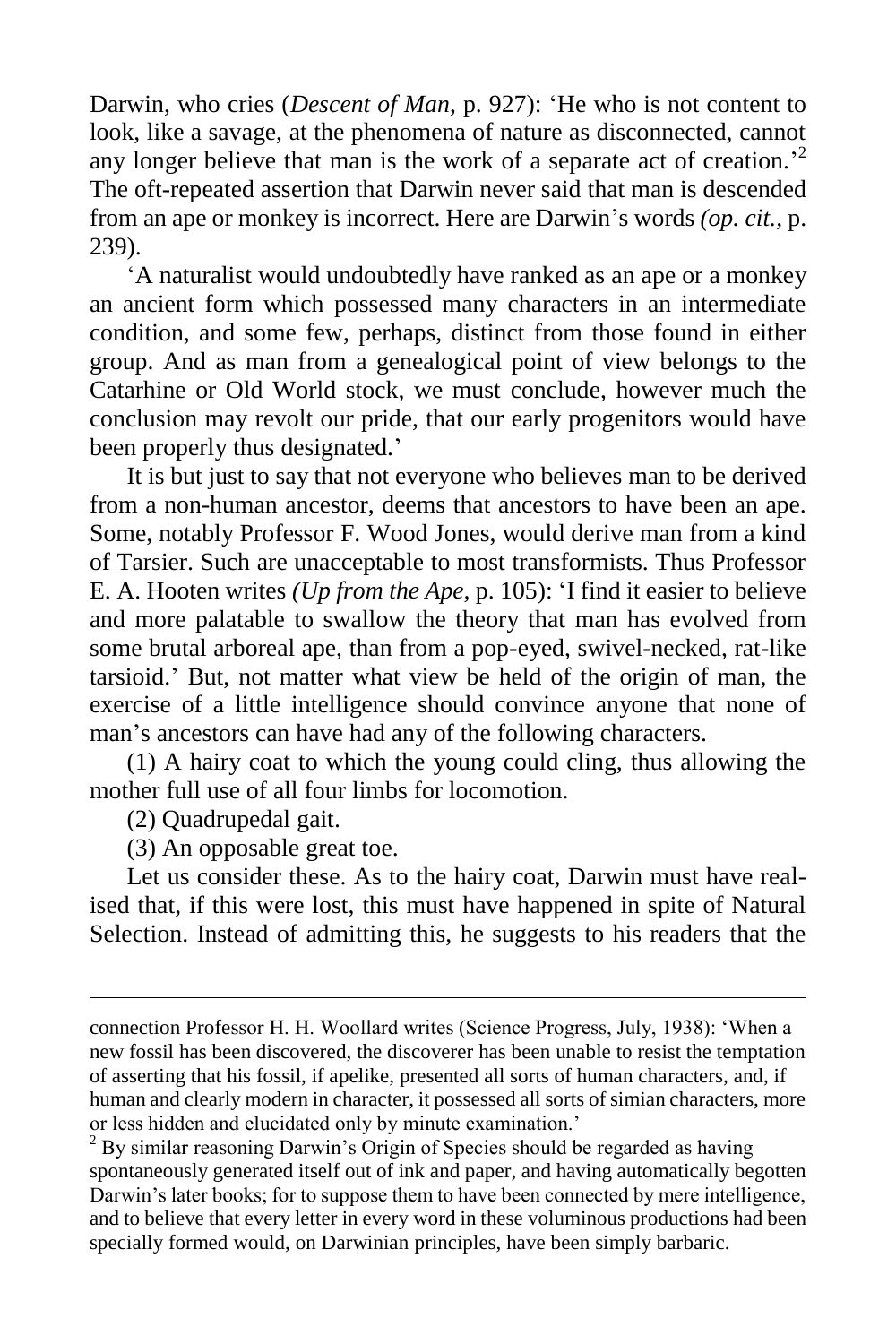Darwin, who cries (*Descent of Man*, p. 927): 'He who is not content to look, like a savage, at the phenomena of nature as disconnected, cannot any longer believe that man is the work of a separate act of creation.'[2] The oft-repeated assertion that Darwin never said that man is descended from an ape or monkey is incorrect. Here are Darwin's words *(op. cit.,* p. 239).

'A naturalist would undoubtedly have ranked as an ape or a monkey an ancient form which possessed many characters in an intermediate condition, and some few, perhaps, distinct from those found in either group. And as man from a genealogical point of view belongs to the Catarhine or Old World stock, we must conclude, however much the conclusion may revolt our pride, that our early progenitors would have been properly thus designated.'

It is but just to say that not everyone who believes man to be derived from a non-human ancestor, deems that ancestors to have been an ape. Some, notably Professor F. Wood Jones, would derive man from a kind of Tarsier. Such are unacceptable to most transformists. Thus Professor E. A. Hooten writes *(Up from the Ape,* p. 105): 'I find it easier to believe and more palatable to swallow the theory that man has evolved from some brutal arboreal ape, than from a pop-eyed, swivel-necked, rat-like tarsioid.' But, not matter what view be held of the origin of man, the exercise of a little intelligence should convince anyone that none of man's ancestors can have had any of the following characters.

(1) A hairy coat to which the young could cling, thus allowing the mother full use of all four limbs for locomotion.

(2) Quadrupedal gait.

(3) An opposable great toe.

Let us consider these. As to the hairy coat, Darwin must have realised that, if this were lost, this must have happened in spite of Natural Selection. Instead of admitting this, he suggests to his readers that the

---

connection Professor H. H. Woollard writes (Science Progress, July, 1938): 'When a new fossil has been discovered, the discoverer has been unable to resist the temptation of asserting that his fossil, if apelike, presented all sorts of human characters, and, if human and clearly modern in character, it possessed all sorts of simian characters, more or less hidden and elucidated only by minute examination.'

[2] By similar reasoning Darwin's Origin of Species should be regarded as having spontaneously generated itself out of ink and paper, and having automatically begotten Darwin's later books; for to suppose them to have been connected by mere intelligence, and to believe that every letter in every word in these voluminous productions had been specially formed would, on Darwinian principles, have been simply barbaric.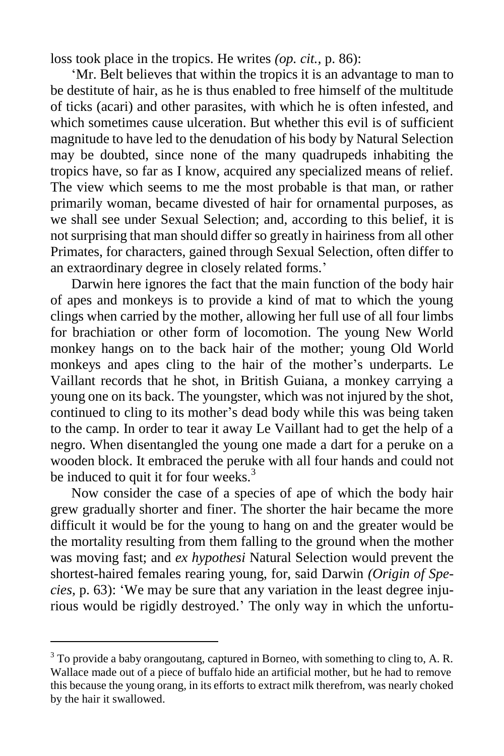loss took place in the tropics. He writes *(op. cit.*, p. 86):

'Mr. Belt believes that within the tropics it is an advantage to man to be destitute of hair, as he is thus enabled to free himself of the multitude of ticks (acari) and other parasites, with which he is often infested, and which sometimes cause ulceration. But whether this evil is of sufficient magnitude to have led to the denudation of his body by Natural Selection may be doubted, since none of the many quadrupeds inhabiting the tropics have, so far as I know, acquired any specialized means of relief. The view which seems to me the most probable is that man, or rather primarily woman, became divested of hair for ornamental purposes, as we shall see under Sexual Selection; and, according to this belief, it is not surprising that man should differ so greatly in hairiness from all other Primates, for characters, gained through Sexual Selection, often differ to an extraordinary degree in closely related forms.'

Darwin here ignores the fact that the main function of the body hair of apes and monkeys is to provide a kind of mat to which the young clings when carried by the mother, allowing her full use of all four limbs for brachiation or other form of locomotion. The young New World monkey hangs on to the back hair of the mother; young Old World monkeys and apes cling to the hair of the mother's underparts. Le Vaillant records that he shot, in British Guiana, a monkey carrying a young one on its back. The youngster, which was not injured by the shot, continued to cling to its mother's dead body while this was being taken to the camp. In order to tear it away Le Vaillant had to get the help of a negro. When disentangled the young one made a dart for a peruke on a wooden block. It embraced the peruke with all four hands and could not be induced to quit it for four weeks.[3]

Now consider the case of a species of ape of which the body hair grew gradually shorter and finer. The shorter the hair became the more difficult it would be for the young to hang on and the greater would be the mortality resulting from them falling to the ground when the mother was moving fast; and *ex hypothesi* Natural Selection would prevent the shortest-haired females rearing young, for, said Darwin *(Origin of Species,* p. 63): 'We may be sure that any variation in the least degree injurious would be rigidly destroyed.' The only way in which the unfortu-

[3] To provide a baby orangoutang, captured in Borneo, with something to cling to, A. R. Wallace made out of a piece of buffalo hide an artificial mother, but he had to remove this because the young orang, in its efforts to extract milk therefrom, was nearly choked by the hair it swallowed.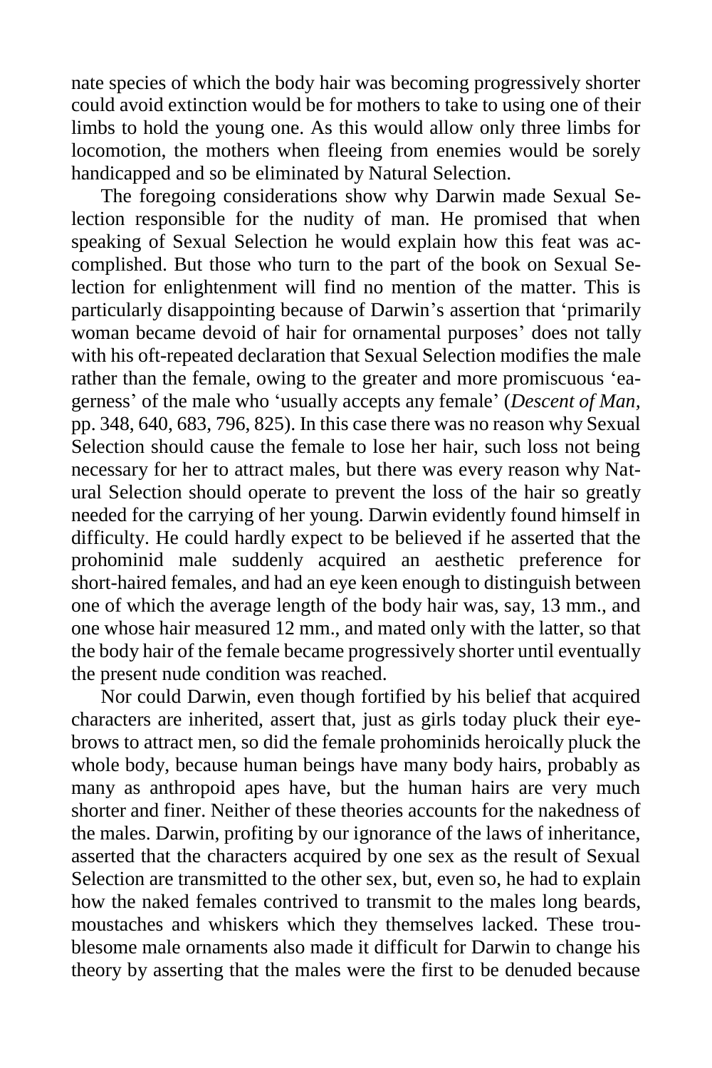nate species of which the body hair was becoming progressively shorter could avoid extinction would be for mothers to take to using one of their limbs to hold the young one. As this would allow only three limbs for locomotion, the mothers when fleeing from enemies would be sorely handicapped and so be eliminated by Natural Selection.

The foregoing considerations show why Darwin made Sexual Selection responsible for the nudity of man. He promised that when speaking of Sexual Selection he would explain how this feat was accomplished. But those who turn to the part of the book on Sexual Selection for enlightenment will find no mention of the matter. This is particularly disappointing because of Darwin's assertion that 'primarily woman became devoid of hair for ornamental purposes' does not tally with his oft-repeated declaration that Sexual Selection modifies the male rather than the female, owing to the greater and more promiscuous 'eagerness' of the male who 'usually accepts any female' (*Descent of Man*, pp. 348, 640, 683, 796, 825). In this case there was no reason why Sexual Selection should cause the female to lose her hair, such loss not being necessary for her to attract males, but there was every reason why Natural Selection should operate to prevent the loss of the hair so greatly needed for the carrying of her young. Darwin evidently found himself in difficulty. He could hardly expect to be believed if he asserted that the prohominid male suddenly acquired an aesthetic preference for short-haired females, and had an eye keen enough to distinguish between one of which the average length of the body hair was, say, 13 mm., and one whose hair measured 12 mm., and mated only with the latter, so that the body hair of the female became progressively shorter until eventually the present nude condition was reached.

Nor could Darwin, even though fortified by his belief that acquired characters are inherited, assert that, just as girls today pluck their eyebrows to attract men, so did the female prohominids heroically pluck the whole body, because human beings have many body hairs, probably as many as anthropoid apes have, but the human hairs are very much shorter and finer. Neither of these theories accounts for the nakedness of the males. Darwin, profiting by our ignorance of the laws of inheritance, asserted that the characters acquired by one sex as the result of Sexual Selection are transmitted to the other sex, but, even so, he had to explain how the naked females contrived to transmit to the males long beards, moustaches and whiskers which they themselves lacked. These troublesome male ornaments also made it difficult for Darwin to change his theory by asserting that the males were the first to be denuded because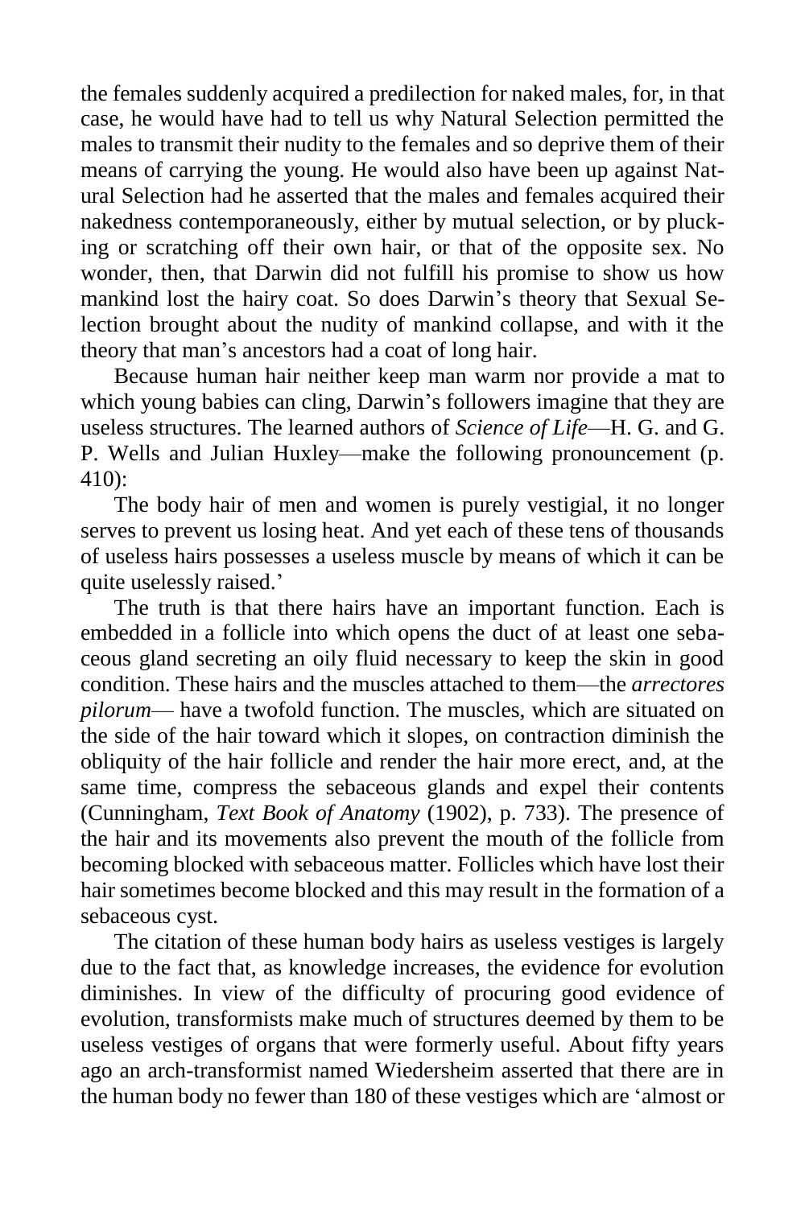the females suddenly acquired a predilection for naked males, for, in that case, he would have had to tell us why Natural Selection permitted the males to transmit their nudity to the females and so deprive them of their means of carrying the young. He would also have been up against Natural Selection had he asserted that the males and females acquired their nakedness contemporaneously, either by mutual selection, or by plucking or scratching off their own hair, or that of the opposite sex. No wonder, then, that Darwin did not fulfill his promise to show us how mankind lost the hairy coat. So does Darwin's theory that Sexual Selection brought about the nudity of mankind collapse, and with it the theory that man's ancestors had a coat of long hair.

Because human hair neither keep man warm nor provide a mat to which young babies can cling, Darwin's followers imagine that they are useless structures. The learned authors of *Science of Life*—H. G. and G. P. Wells and Julian Huxley—make the following pronouncement (p. 410):

The body hair of men and women is purely vestigial, it no longer serves to prevent us losing heat. And yet each of these tens of thousands of useless hairs possesses a useless muscle by means of which it can be quite uselessly raised.'

The truth is that there hairs have an important function. Each is embedded in a follicle into which opens the duct of at least one sebaceous gland secreting an oily fluid necessary to keep the skin in good condition. These hairs and the muscles attached to them—the *arrectores pilorum*— have a twofold function. The muscles, which are situated on the side of the hair toward which it slopes, on contraction diminish the obliquity of the hair follicle and render the hair more erect, and, at the same time, compress the sebaceous glands and expel their contents (Cunningham, *Text Book of Anatomy* (1902), p. 733). The presence of the hair and its movements also prevent the mouth of the follicle from becoming blocked with sebaceous matter. Follicles which have lost their hair sometimes become blocked and this may result in the formation of a sebaceous cyst.

The citation of these human body hairs as useless vestiges is largely due to the fact that, as knowledge increases, the evidence for evolution diminishes. In view of the difficulty of procuring good evidence of evolution, transformists make much of structures deemed by them to be useless vestiges of organs that were formerly useful. About fifty years ago an arch-transformist named Wiedersheim asserted that there are in the human body no fewer than 180 of these vestiges which are 'almost or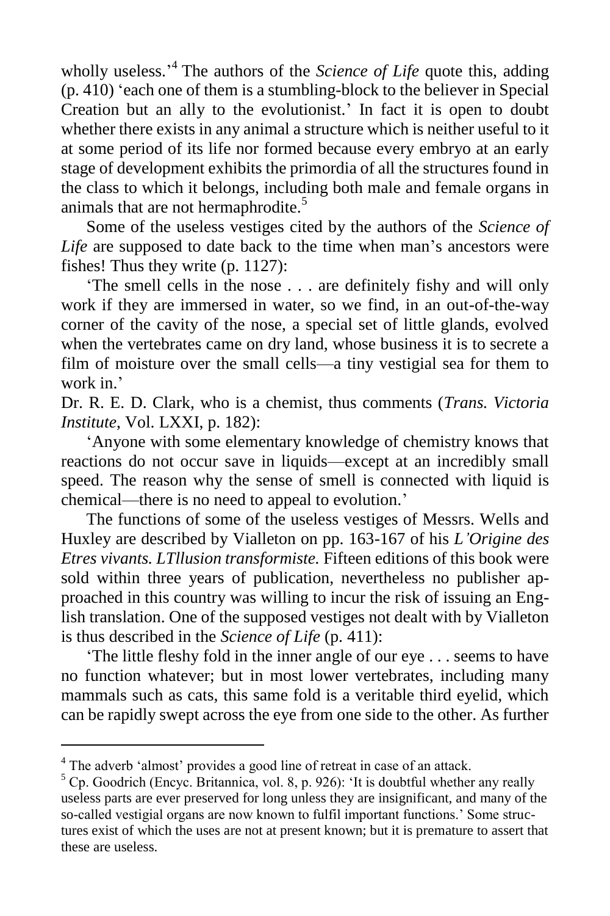wholly useless.'[4] The authors of the *Science of Life* quote this, adding (p. 410) 'each one of them is a stumbling-block to the believer in Special Creation but an ally to the evolutionist.' In fact it is open to doubt whether there exists in any animal a structure which is neither useful to it at some period of its life nor formed because every embryo at an early stage of development exhibits the primordia of all the structures found in the class to which it belongs, including both male and female organs in animals that are not hermaphrodite.[5]

Some of the useless vestiges cited by the authors of the *Science of Life* are supposed to date back to the time when man's ancestors were fishes! Thus they write (p. 1127):

'The smell cells in the nose . . . are definitely fishy and will only work if they are immersed in water, so we find, in an out-of-the-way corner of the cavity of the nose, a special set of little glands, evolved when the vertebrates came on dry land, whose business it is to secrete a film of moisture over the small cells—a tiny vestigial sea for them to work in.'

Dr. R. E. D. Clark, who is a chemist, thus comments (*Trans. Victoria Institute*, Vol. LXXI, p. 182):

'Anyone with some elementary knowledge of chemistry knows that reactions do not occur save in liquids—except at an incredibly small speed. The reason why the sense of smell is connected with liquid is chemical—there is no need to appeal to evolution.'

The functions of some of the useless vestiges of Messrs. Wells and Huxley are described by Vialleton on pp. 163-167 of his *L'Origine des Etres vivants. LTllusion transformiste.* Fifteen editions of this book were sold within three years of publication, nevertheless no publisher approached in this country was willing to incur the risk of issuing an English translation. One of the supposed vestiges not dealt with by Vialleton is thus described in the *Science of Life* (p. 411):

'The little fleshy fold in the inner angle of our eye . . . seems to have no function whatever; but in most lower vertebrates, including many mammals such as cats, this same fold is a veritable third eyelid, which can be rapidly swept across the eye from one side to the other. As further

---

[4] The adverb 'almost' provides a good line of retreat in case of an attack.

[5] Cp. Goodrich (Encyc. Britannica, vol. 8, p. 926): 'It is doubtful whether any really useless parts are ever preserved for long unless they are insignificant, and many of the so-called vestigial organs are now known to fulfil important functions.' Some structures exist of which the uses are not at present known; but it is premature to assert that these are useless.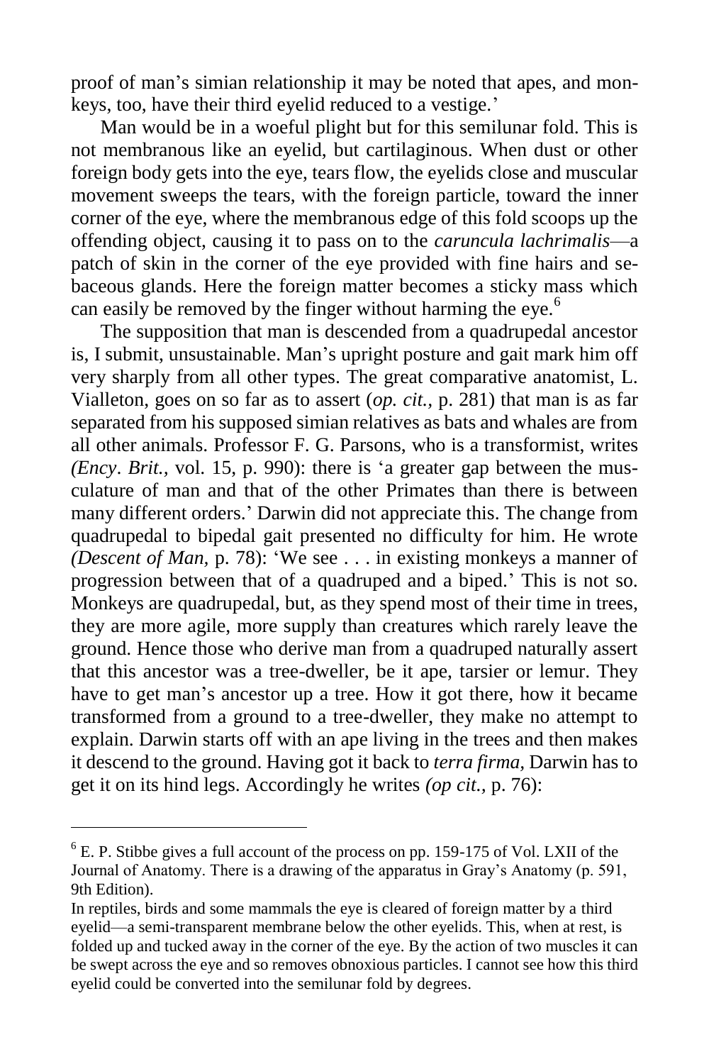proof of man's simian relationship it may be noted that apes, and monkeys, too, have their third eyelid reduced to a vestige.'

Man would be in a woeful plight but for this semilunar fold. This is not membranous like an eyelid, but cartilaginous. When dust or other foreign body gets into the eye, tears flow, the eyelids close and muscular movement sweeps the tears, with the foreign particle, toward the inner corner of the eye, where the membranous edge of this fold scoops up the offending object, causing it to pass on to the *caruncula lachrimalis*—a patch of skin in the corner of the eye provided with fine hairs and sebaceous glands. Here the foreign matter becomes a sticky mass which can easily be removed by the finger without harming the eye.[6]

The supposition that man is descended from a quadrupedal ancestor is, I submit, unsustainable. Man's upright posture and gait mark him off very sharply from all other types. The great comparative anatomist, L. Vialleton, goes on so far as to assert (*op. cit.*, p. 281) that man is as far separated from his supposed simian relatives as bats and whales are from all other animals. Professor F. G. Parsons, who is a transformist, writes *(Ency. Brit.*, vol. 15, p. 990): there is 'a greater gap between the musculature of man and that of the other Primates than there is between many different orders.' Darwin did not appreciate this. The change from quadrupedal to bipedal gait presented no difficulty for him. He wrote *(Descent of Man,* p. 78): 'We see . . . in existing monkeys a manner of progression between that of a quadruped and a biped.' This is not so. Monkeys are quadrupedal, but, as they spend most of their time in trees, they are more agile, more supply than creatures which rarely leave the ground. Hence those who derive man from a quadruped naturally assert that this ancestor was a tree-dweller, be it ape, tarsier or lemur. They have to get man's ancestor up a tree. How it got there, how it became transformed from a ground to a tree-dweller, they make no attempt to explain. Darwin starts off with an ape living in the trees and then makes it descend to the ground. Having got it back to *terra firma,* Darwin has to get it on its hind legs. Accordingly he writes *(op cit.,* p. 76):

---

[6] E. P. Stibbe gives a full account of the process on pp. 159-175 of Vol. LXII of the Journal of Anatomy. There is a drawing of the apparatus in Gray's Anatomy (p. 591, 9th Edition).

In reptiles, birds and some mammals the eye is cleared of foreign matter by a third eyelid—a semi-transparent membrane below the other eyelids. This, when at rest, is folded up and tucked away in the corner of the eye. By the action of two muscles it can be swept across the eye and so removes obnoxious particles. I cannot see how this third eyelid could be converted into the semilunar fold by degrees.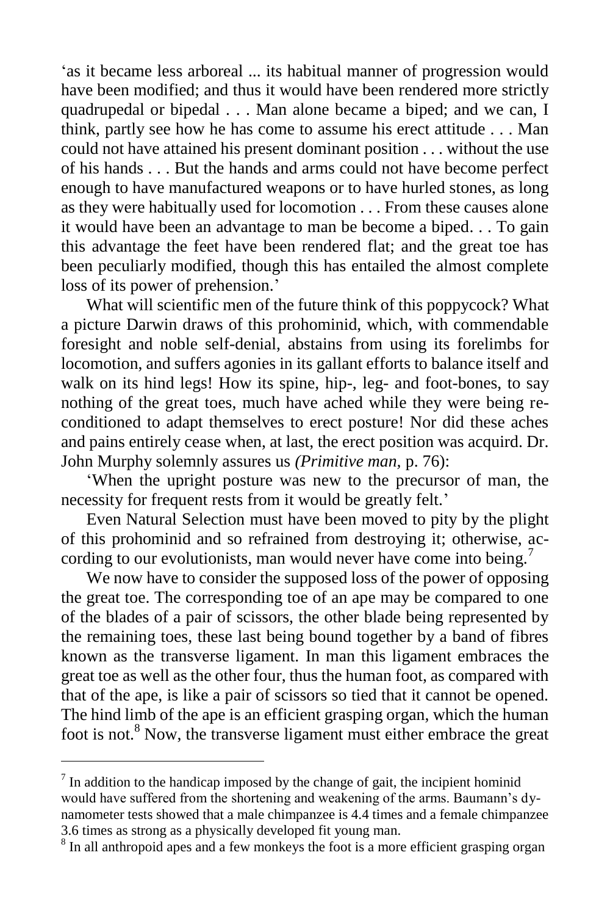'as it became less arboreal ... its habitual manner of progression would have been modified; and thus it would have been rendered more strictly quadrupedal or bipedal . . . Man alone became a biped; and we can, I think, partly see how he has come to assume his erect attitude . . . Man could not have attained his present dominant position . . . without the use of his hands . . . But the hands and arms could not have become perfect enough to have manufactured weapons or to have hurled stones, as long as they were habitually used for locomotion . . . From these causes alone it would have been an advantage to man be become a biped. . . To gain this advantage the feet have been rendered flat; and the great toe has been peculiarly modified, though this has entailed the almost complete loss of its power of prehension.'

What will scientific men of the future think of this poppycock? What a picture Darwin draws of this prohominid, which, with commendable foresight and noble self-denial, abstains from using its forelimbs for locomotion, and suffers agonies in its gallant efforts to balance itself and walk on its hind legs! How its spine, hip-, leg- and foot-bones, to say nothing of the great toes, much have ached while they were being re-conditioned to adapt themselves to erect posture! Nor did these aches and pains entirely cease when, at last, the erect position was acquird. Dr. John Murphy solemnly assures us *(Primitive man,* p. 76):

'When the upright posture was new to the precursor of man, the necessity for frequent rests from it would be greatly felt.'

Even Natural Selection must have been moved to pity by the plight of this prohominid and so refrained from destroying it; otherwise, according to our evolutionists, man would never have come into being.[7]

We now have to consider the supposed loss of the power of opposing the great toe. The corresponding toe of an ape may be compared to one of the blades of a pair of scissors, the other blade being represented by the remaining toes, these last being bound together by a band of fibres known as the transverse ligament. In man this ligament embraces the great toe as well as the other four, thus the human foot, as compared with that of the ape, is like a pair of scissors so tied that it cannot be opened. The hind limb of the ape is an efficient grasping organ, which the human foot is not.[8] Now, the transverse ligament must either embrace the great

---

[7] In addition to the handicap imposed by the change of gait, the incipient hominid would have suffered from the shortening and weakening of the arms. Baumann's dynamometer tests showed that a male chimpanzee is 4.4 times and a female chimpanzee 3.6 times as strong as a physically developed fit young man.

[8] In all anthropoid apes and a few monkeys the foot is a more efficient grasping organ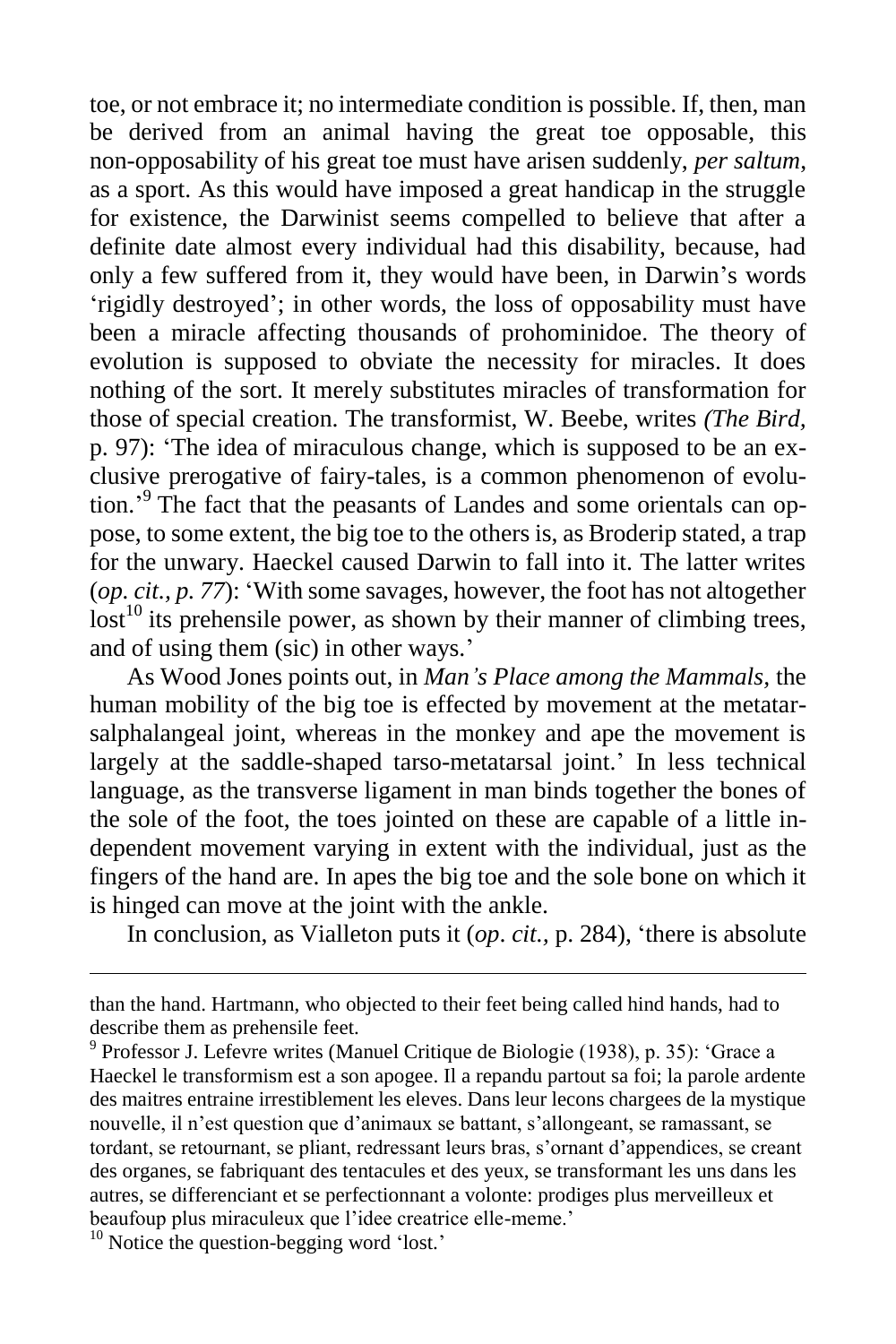toe, or not embrace it; no intermediate condition is possible. If, then, man be derived from an animal having the great toe opposable, this non-opposability of his great toe must have arisen suddenly, *per saltum*, as a sport. As this would have imposed a great handicap in the struggle for existence, the Darwinist seems compelled to believe that after a definite date almost every individual had this disability, because, had only a few suffered from it, they would have been, in Darwin's words 'rigidly destroyed'; in other words, the loss of opposability must have been a miracle affecting thousands of prohominidoe. The theory of evolution is supposed to obviate the necessity for miracles. It does nothing of the sort. It merely substitutes miracles of transformation for those of special creation. The transformist, W. Beebe, writes *(The Bird*, p. 97): 'The idea of miraculous change, which is supposed to be an exclusive prerogative of fairy-tales, is a common phenomenon of evolution.'[9] The fact that the peasants of Landes and some orientals can oppose, to some extent, the big toe to the others is, as Broderip stated, a trap for the unwary. Haeckel caused Darwin to fall into it. The latter writes (*op. cit., p. 77*): 'With some savages, however, the foot has not altogether lost[10] its prehensile power, as shown by their manner of climbing trees, and of using them (sic) in other ways.'

As Wood Jones points out, in *Man's Place among the Mammals*, the human mobility of the big toe is effected by movement at the metatarsalphalangeal joint, whereas in the monkey and ape the movement is largely at the saddle-shaped tarso-metatarsal joint.' In less technical language, as the transverse ligament in man binds together the bones of the sole of the foot, the toes jointed on these are capable of a little independent movement varying in extent with the individual, just as the fingers of the hand are. In apes the big toe and the sole bone on which it is hinged can move at the joint with the ankle.

In conclusion, as Vialleton puts it (*op. cit.*, p. 284), 'there is absolute

---

than the hand. Hartmann, who objected to their feet being called hind hands, had to describe them as prehensile feet.

[9] Professor J. Lefevre writes (Manuel Critique de Biologie (1938), p. 35): 'Grace a Haeckel le transformism est a son apogee. Il a repandu partout sa foi; la parole ardente des maitres entraine irrestiblement les eleves. Dans leur lecons chargees de la mystique nouvelle, il n'est question que d'animaux se battant, s'allongeant, se ramassant, se tordant, se retournant, se pliant, redressant leurs bras, s'ornant d'appendices, se creant des organes, se fabriquant des tentacules et des yeux, se transformant les uns dans les autres, se differenciant et se perfectionnant a volonte: prodiges plus merveilleux et beaufoup plus miraculeux que l'idee creatrice elle-meme.'

[10] Notice the question-begging word 'lost.'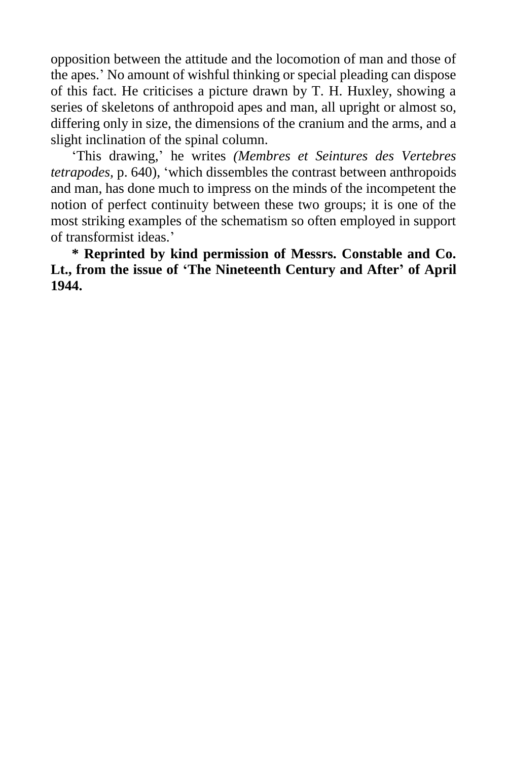opposition between the attitude and the locomotion of man and those of the apes.' No amount of wishful thinking or special pleading can dispose of this fact. He criticises a picture drawn by T. H. Huxley, showing a series of skeletons of anthropoid apes and man, all upright or almost so, differing only in size, the dimensions of the cranium and the arms, and a slight inclination of the spinal column.

'This drawing,' he writes *(Membres et Seintures des Vertebres tetrapodes,* p. 640), 'which dissembles the contrast between anthropoids and man, has done much to impress on the minds of the incompetent the notion of perfect continuity between these two groups; it is one of the most striking examples of the schematism so often employed in support of transformist ideas.'

**\* Reprinted by kind permission of Messrs. Constable and Co. Lt., from the issue of 'The Nineteenth Century and After' of April 1944.**